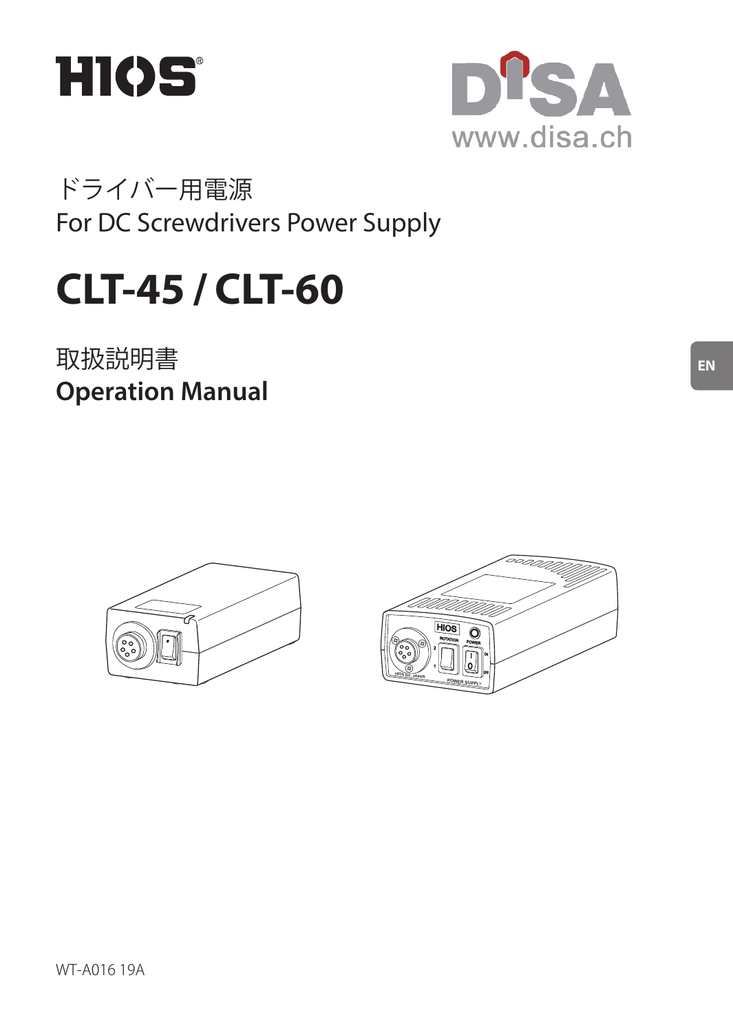HIOS®

DISA
www.disa.ch

ドライバー用電源
For DC Screwdrivers Power Supply

# CLT-45 / CLT-60

取扱説明書
**Operation Manual**

EN

WT-A016 19A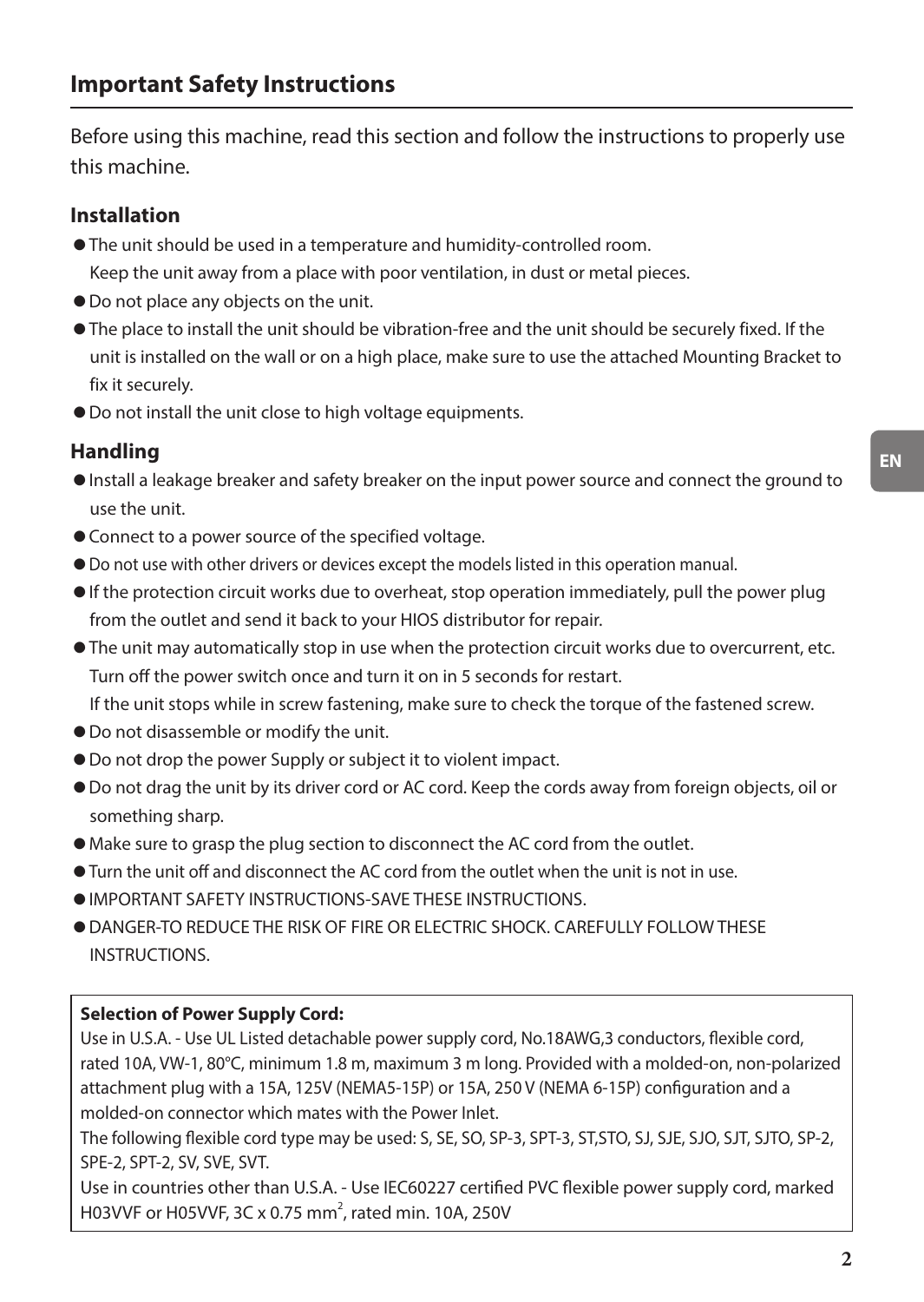## Important Safety Instructions

Before using this machine, read this section and follow the instructions to properly use this machine.

### Installation

- The unit should be used in a temperature and humidity-controlled room.
  Keep the unit away from a place with poor ventilation, in dust or metal pieces.
- Do not place any objects on the unit.
- The place to install the unit should be vibration-free and the unit should be securely fixed. If the unit is installed on the wall or on a high place, make sure to use the attached Mounting Bracket to fix it securely.
- Do not install the unit close to high voltage equipments.

### Handling

- Install a leakage breaker and safety breaker on the input power source and connect the ground to use the unit.
- Connect to a power source of the specified voltage.
- Do not use with other drivers or devices except the models listed in this operation manual.
- If the protection circuit works due to overheat, stop operation immediately, pull the power plug from the outlet and send it back to your HIOS distributor for repair.
- The unit may automatically stop in use when the protection circuit works due to overcurrent, etc. Turn off the power switch once and turn it on in 5 seconds for restart.
  If the unit stops while in screw fastening, make sure to check the torque of the fastened screw.
- Do not disassemble or modify the unit.
- Do not drop the power Supply or subject it to violent impact.
- Do not drag the unit by its driver cord or AC cord. Keep the cords away from foreign objects, oil or something sharp.
- Make sure to grasp the plug section to disconnect the AC cord from the outlet.
- Turn the unit off and disconnect the AC cord from the outlet when the unit is not in use.
- IMPORTANT SAFETY INSTRUCTIONS-SAVE THESE INSTRUCTIONS.
- DANGER-TO REDUCE THE RISK OF FIRE OR ELECTRIC SHOCK. CAREFULLY FOLLOW THESE INSTRUCTIONS.

**Selection of Power Supply Cord:**

Use in U.S.A. - Use UL Listed detachable power supply cord, No.18AWG,3 conductors, flexible cord, rated 10A, VW-1, 80°C, minimum 1.8 m, maximum 3 m long. Provided with a molded-on, non-polarized attachment plug with a 15A, 125V (NEMA5-15P) or 15A, 250 V (NEMA 6-15P) configuration and a molded-on connector which mates with the Power Inlet.

The following flexible cord type may be used: S, SE, SO, SP-3, SPT-3, ST,STO, SJ, SJE, SJO, SJT, SJTO, SP-2, SPE-2, SPT-2, SV, SVE, SVT.

Use in countries other than U.S.A. - Use IEC60227 certified PVC flexible power supply cord, marked H03VVF or H05VVF, 3C x 0.75 mm$^2$, rated min. 10A, 250V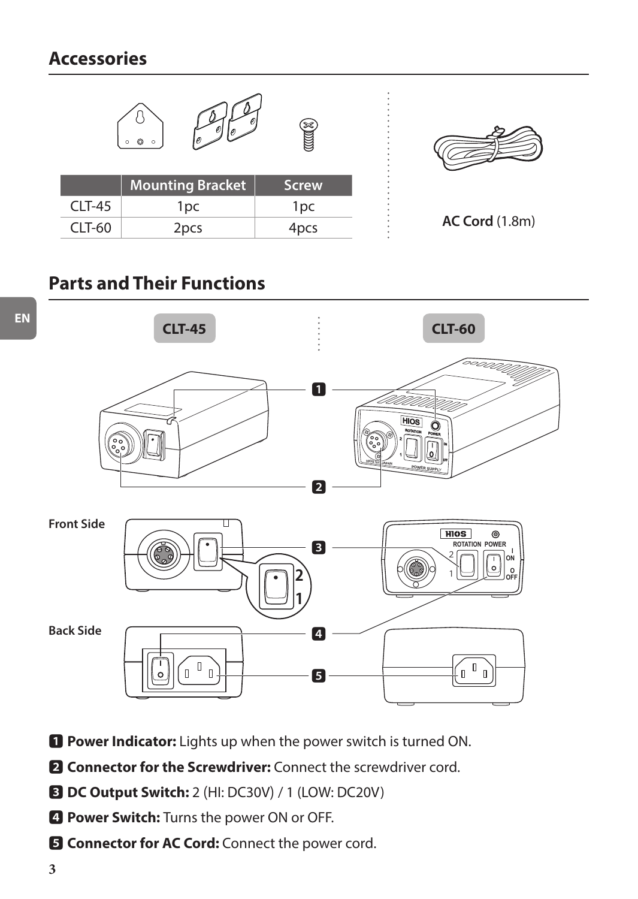## Accessories

| | Mounting Bracket | Screw |
|---|---|---|
| CLT-45 | 1pc | 1pc |
| CLT-60 | 2pcs | 4pcs |

**AC Cord** (1.8m)

## Parts and Their Functions

**1 Power Indicator:** Lights up when the power switch is turned ON.

**2 Connector for the Screwdriver:** Connect the screwdriver cord.

**3 DC Output Switch:** 2 (HI: DC30V) / 1 (LOW: DC20V)

**4 Power Switch:** Turns the power ON or OFF.

**5 Connector for AC Cord:** Connect the power cord.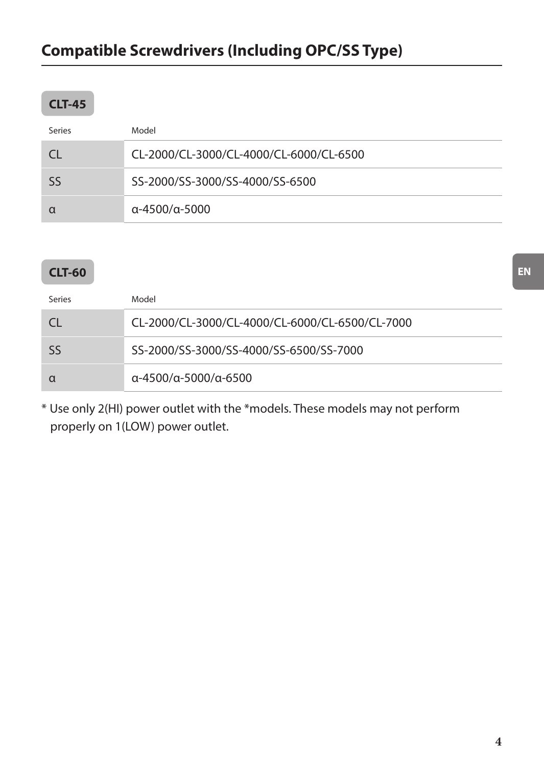# Compatible Screwdrivers (Including OPC/SS Type)

**CLT-45**

| Series | Model |
|---|---|
| CL | CL-2000/CL-3000/CL-4000/CL-6000/CL-6500 |
| SS | SS-2000/SS-3000/SS-4000/SS-6500 |
| α | α-4500/α-5000 |

**CLT-60**

| Series | Model |
|---|---|
| CL | CL-2000/CL-3000/CL-4000/CL-6000/CL-6500/CL-7000 |
| SS | SS-2000/SS-3000/SS-4000/SS-6500/SS-7000 |
| α | α-4500/α-5000/α-6500 |

* Use only 2(HI) power outlet with the *models. These models may not perform properly on 1(LOW) power outlet.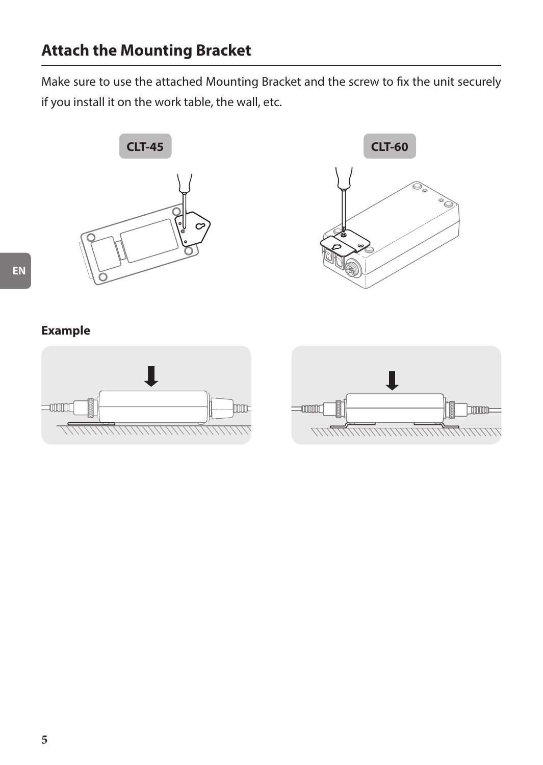## Attach the Mounting Bracket

Make sure to use the attached Mounting Bracket and the screw to fix the unit securely if you install it on the work table, the wall, etc.

CLT-45

CLT-60

**Example**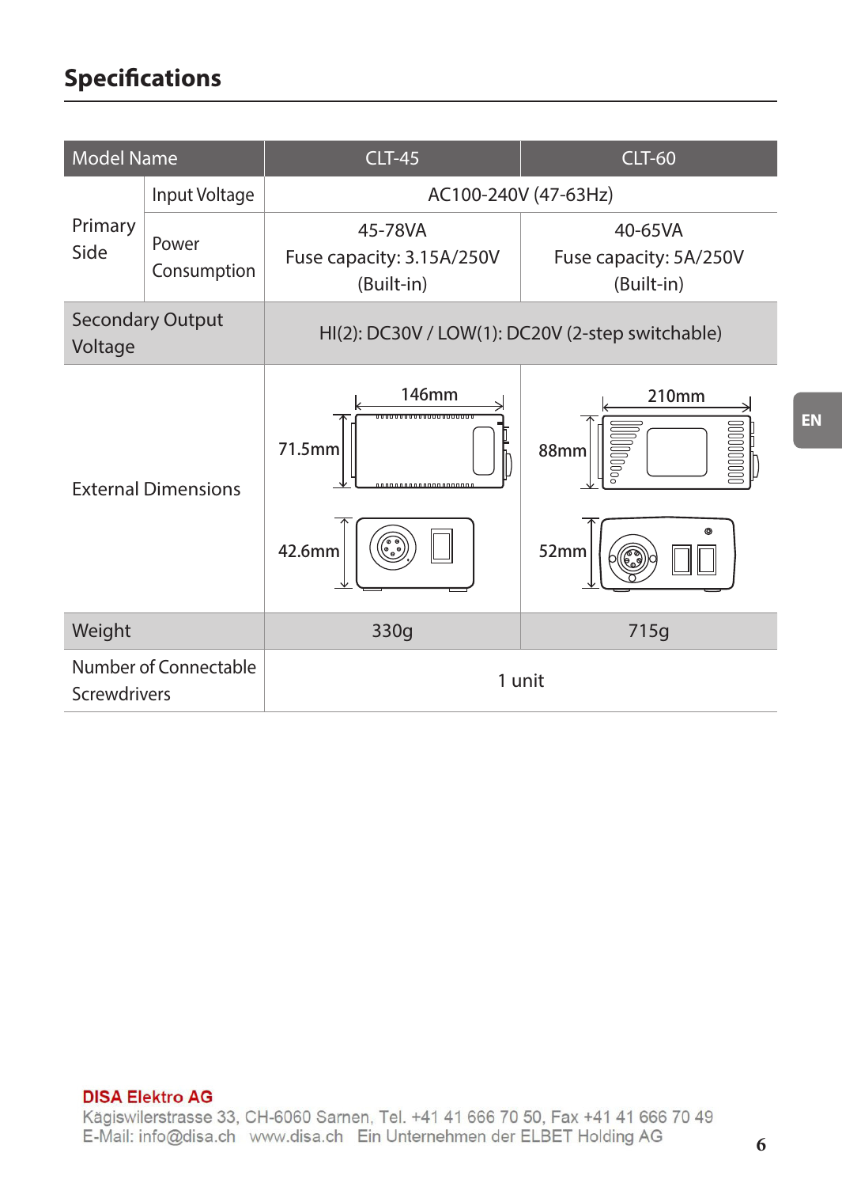## Specifications

| Model Name | | CLT-45 | CLT-60 |
|---|---|---|---|
| Primary Side | Input Voltage | AC100-240V (47-63Hz) | |
| | Power Consumption | 45-78VA<br>Fuse capacity: 3.15A/250V<br>(Built-in) | 40-65VA<br>Fuse capacity: 5A/250V<br>(Built-in) |
| Secondary Output Voltage | | HI(2): DC30V / LOW(1): DC20V (2-step switchable) | |
| External Dimensions | | 146mm<br>71.5mm<br>42.6mm | 210mm<br>88mm<br>52mm |
| Weight | | 330g | 715g |
| Number of Connectable Screwdrivers | | 1 unit | |

EN

**DISA Elektro AG**
Kägiswilerstrasse 33, CH-6060 Sarnen, Tel. +41 41 666 70 50, Fax +41 41 666 70 49
E-Mail: info@disa.ch www.disa.ch Ein Unternehmen der ELBET Holding AG